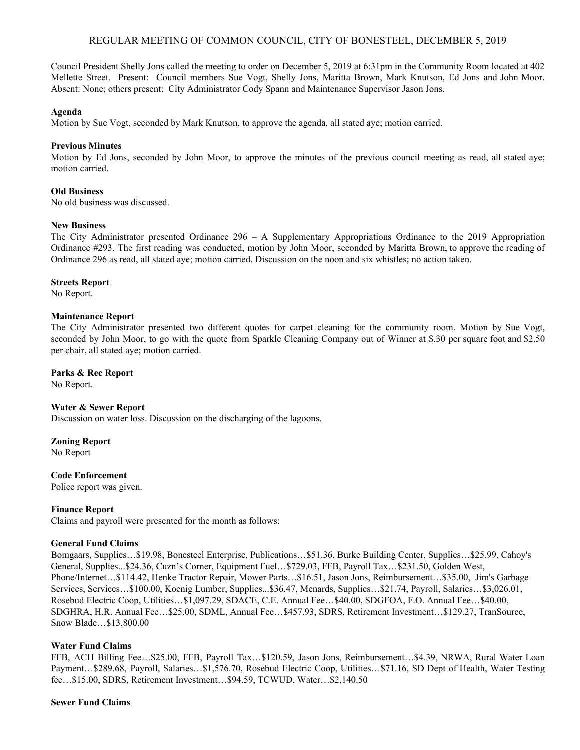REGULAR MEETING OF COMMON COUNCIL, CITY OF BONESTEEL, DECEMBER 5, 2019

Council President Shelly Jons called the meeting to order on December 5, 2019 at 6:31pm in the Community Room located at 402 Mellette Street. Present: Council members Sue Vogt, Shelly Jons, Maritta Brown, Mark Knutson, Ed Jons and John Moor. Absent: None; others present: City Administrator Cody Spann and Maintenance Supervisor Jason Jons.

**Agenda**
Motion by Sue Vogt, seconded by Mark Knutson, to approve the agenda, all stated aye; motion carried.

**Previous Minutes**
Motion by Ed Jons, seconded by John Moor, to approve the minutes of the previous council meeting as read, all stated aye; motion carried.

**Old Business**
No old business was discussed.

**New Business**
The City Administrator presented Ordinance 296 – A Supplementary Appropriations Ordinance to the 2019 Appropriation Ordinance #293. The first reading was conducted, motion by John Moor, seconded by Maritta Brown, to approve the reading of Ordinance 296 as read, all stated aye; motion carried. Discussion on the noon and six whistles; no action taken.

**Streets Report**
No Report.

**Maintenance Report**
The City Administrator presented two different quotes for carpet cleaning for the community room. Motion by Sue Vogt, seconded by John Moor, to go with the quote from Sparkle Cleaning Company out of Winner at $.30 per square foot and $2.50 per chair, all stated aye; motion carried.

**Parks & Rec Report**
No Report.

**Water & Sewer Report**
Discussion on water loss. Discussion on the discharging of the lagoons.

**Zoning Report**
No Report

**Code Enforcement**
Police report was given.

**Finance Report**
Claims and payroll were presented for the month as follows:

**General Fund Claims**
Bomgaars, Supplies…$19.98, Bonesteel Enterprise, Publications…$51.36, Burke Building Center, Supplies…$25.99, Cahoy's General, Supplies...$24.36, Cuzn's Corner, Equipment Fuel…$729.03, FFB, Payroll Tax…$231.50, Golden West, Phone/Internet…$114.42, Henke Tractor Repair, Mower Parts…$16.51, Jason Jons, Reimbursement…$35.00, Jim's Garbage Services, Services…$100.00, Koenig Lumber, Supplies...$36.47, Menards, Supplies…$21.74, Payroll, Salaries…$3,026.01, Rosebud Electric Coop, Utilities…$1,097.29, SDACE, C.E. Annual Fee…$40.00, SDGFOA, F.O. Annual Fee…$40.00, SDGHRA, H.R. Annual Fee…$25.00, SDML, Annual Fee…$457.93, SDRS, Retirement Investment…$129.27, TranSource, Snow Blade…$13,800.00

**Water Fund Claims**
FFB, ACH Billing Fee…$25.00, FFB, Payroll Tax…$120.59, Jason Jons, Reimbursement…$4.39, NRWA, Rural Water Loan Payment…$289.68, Payroll, Salaries…$1,576.70, Rosebud Electric Coop, Utilities…$71.16, SD Dept of Health, Water Testing fee…$15.00, SDRS, Retirement Investment…$94.59, TCWUD, Water…$2,140.50

**Sewer Fund Claims**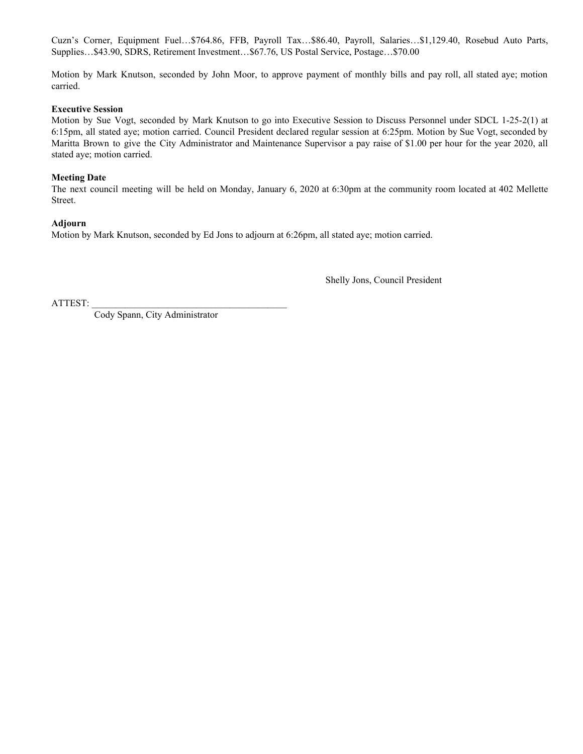Cuzn's Corner, Equipment Fuel…$764.86, FFB, Payroll Tax…$86.40, Payroll, Salaries…$1,129.40, Rosebud Auto Parts, Supplies…$43.90, SDRS, Retirement Investment…$67.76, US Postal Service, Postage…$70.00

Motion by Mark Knutson, seconded by John Moor, to approve payment of monthly bills and pay roll, all stated aye; motion carried.

**Executive Session**
Motion by Sue Vogt, seconded by Mark Knutson to go into Executive Session to Discuss Personnel under SDCL 1-25-2(1) at 6:15pm, all stated aye; motion carried. Council President declared regular session at 6:25pm. Motion by Sue Vogt, seconded by Maritta Brown to give the City Administrator and Maintenance Supervisor a pay raise of $1.00 per hour for the year 2020, all stated aye; motion carried.

**Meeting Date**
The next council meeting will be held on Monday, January 6, 2020 at 6:30pm at the community room located at 402 Mellette Street.

**Adjourn**
Motion by Mark Knutson, seconded by Ed Jons to adjourn at 6:26pm, all stated aye; motion carried.

Shelly Jons, Council President

ATTEST: ________________________________________
Cody Spann, City Administrator